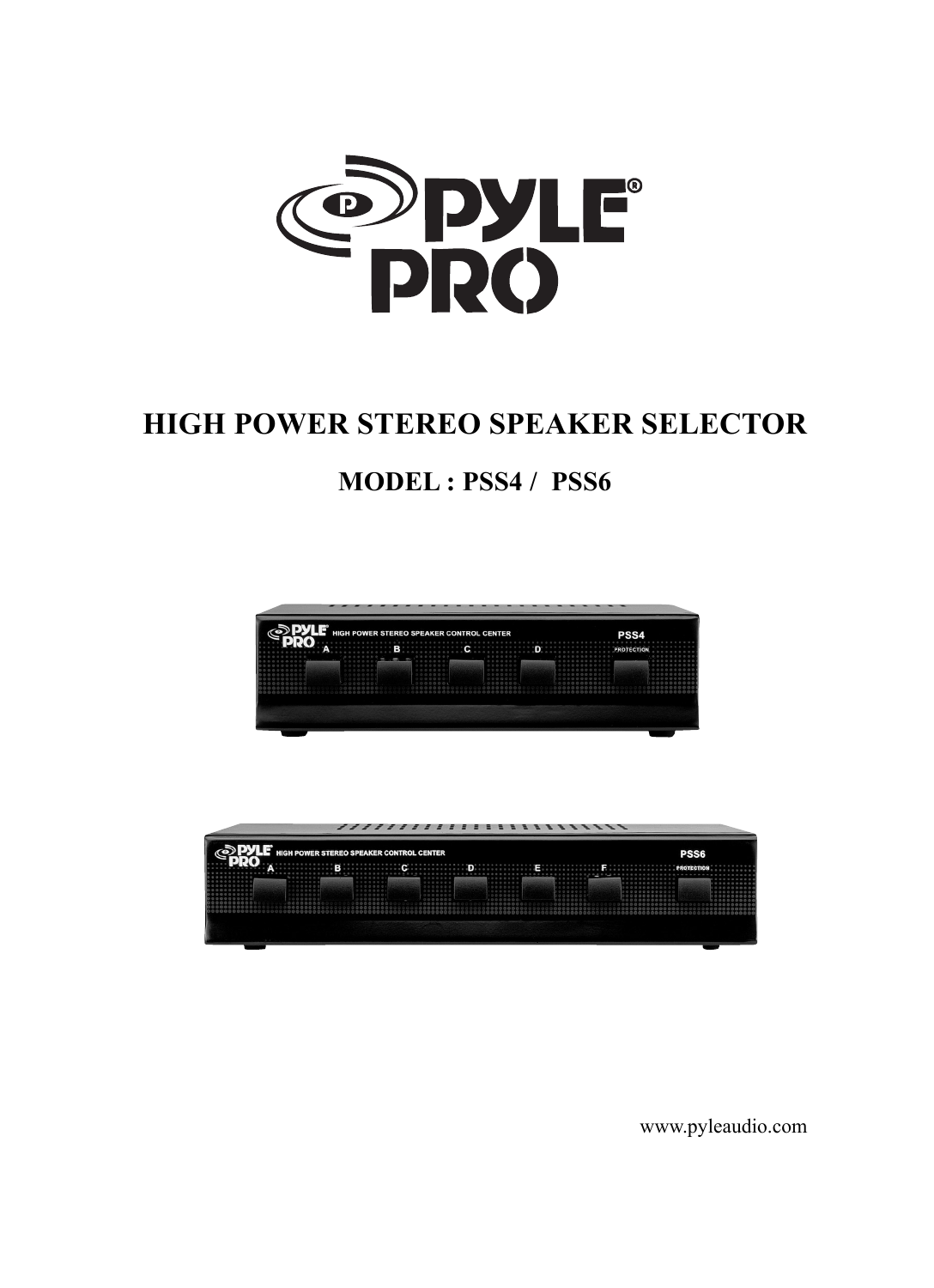# HIGH POWER STEREO SPEAKER SELECTOR

## MODEL : PSS4 / PSS6

www.pyleaudio.com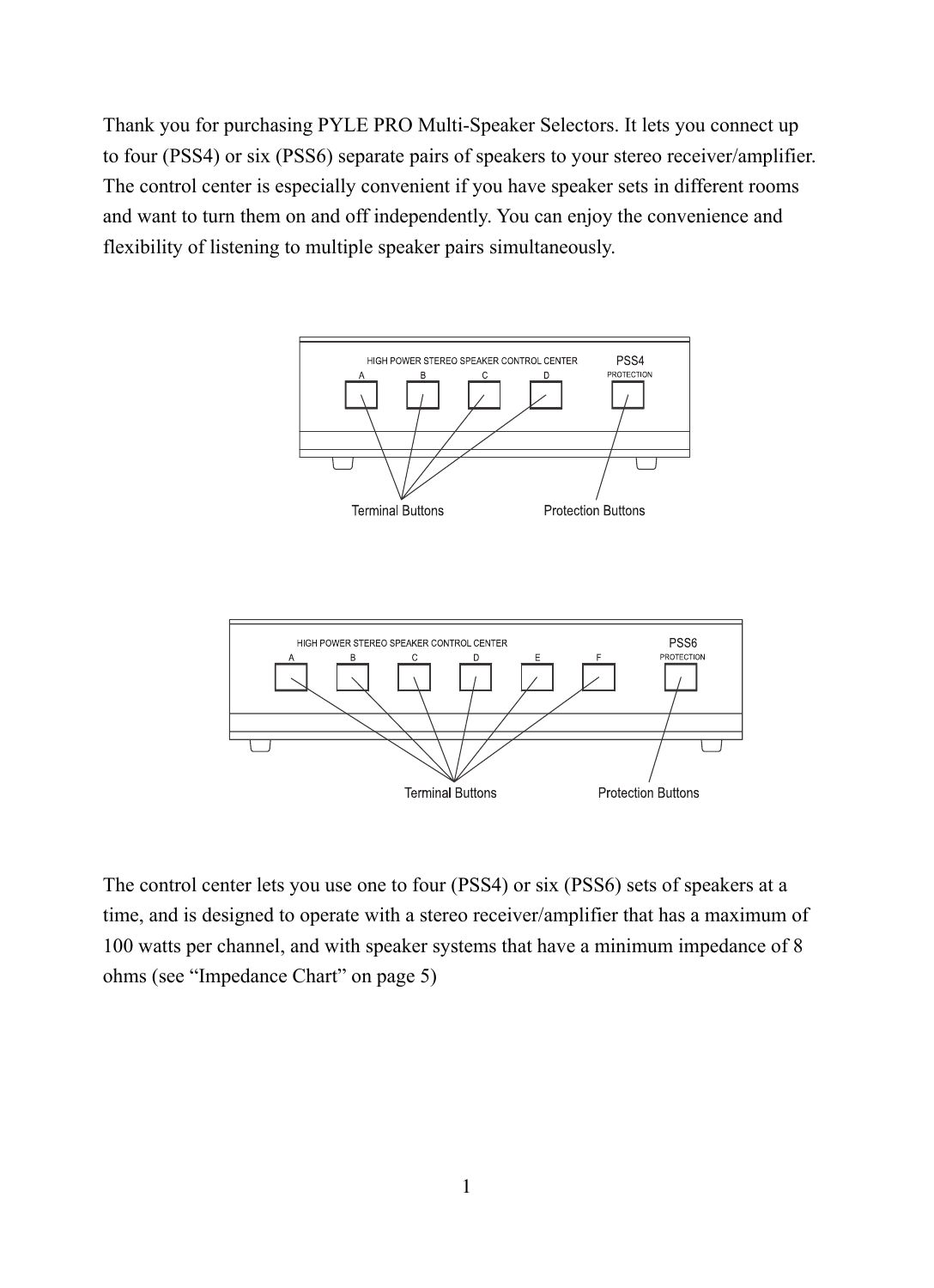Thank you for purchasing PYLE PRO Multi-Speaker Selectors. It lets you connect up to four (PSS4) or six (PSS6) separate pairs of speakers to your stereo receiver/amplifier. The control center is especially convenient if you have speaker sets in different rooms and want to turn them on and off independently. You can enjoy the convenience and flexibility of listening to multiple speaker pairs simultaneously.

The control center lets you use one to four (PSS4) or six (PSS6) sets of speakers at a time, and is designed to operate with a stereo receiver/amplifier that has a maximum of 100 watts per channel, and with speaker systems that have a minimum impedance of 8 ohms (see "Impedance Chart" on page 5)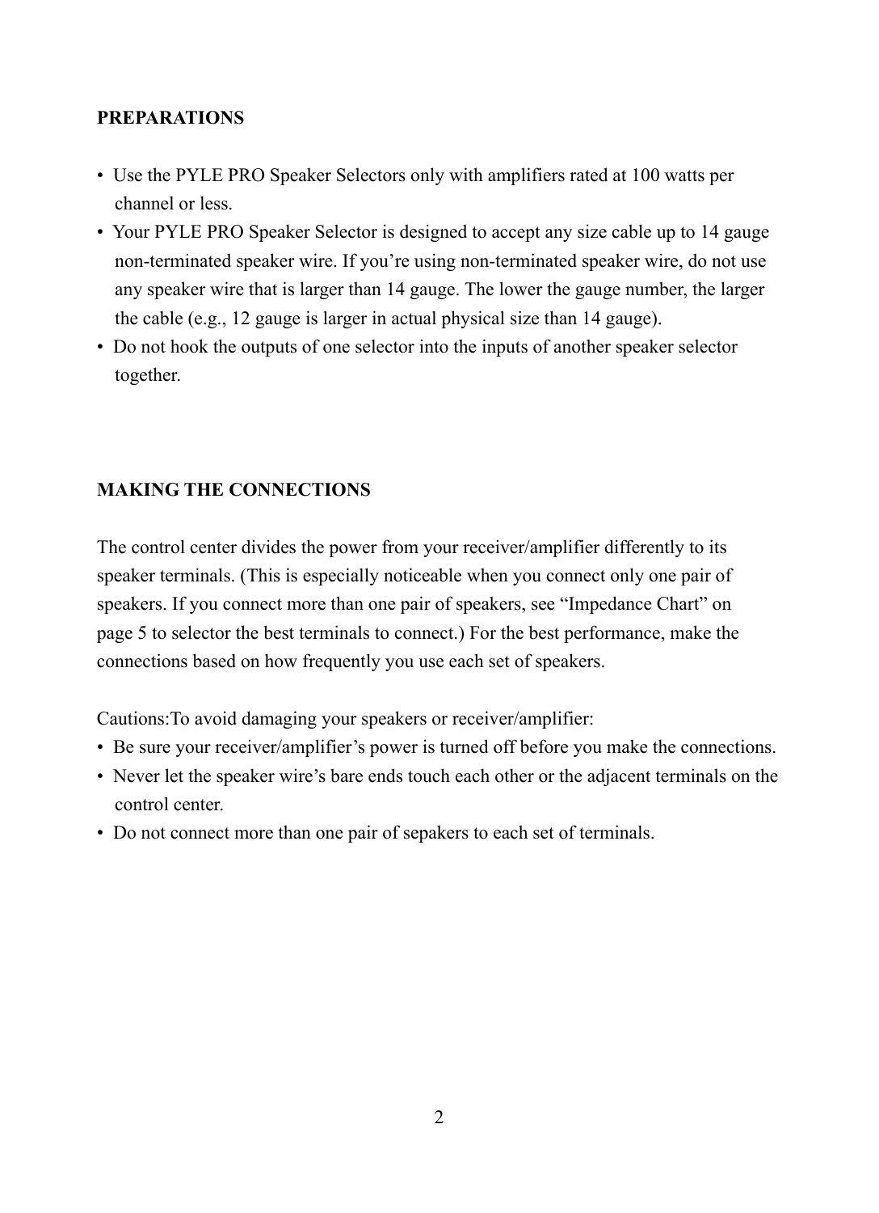## PREPARATIONS

- Use the PYLE PRO Speaker Selectors only with amplifiers rated at 100 watts per channel or less.
- Your PYLE PRO Speaker Selector is designed to accept any size cable up to 14 gauge non-terminated speaker wire. If you're using non-terminated speaker wire, do not use any speaker wire that is larger than 14 gauge. The lower the gauge number, the larger the cable (e.g., 12 gauge is larger in actual physical size than 14 gauge).
- Do not hook the outputs of one selector into the inputs of another speaker selector together.

## MAKING THE CONNECTIONS

The control center divides the power from your receiver/amplifier differently to its speaker terminals. (This is especially noticeable when you connect only one pair of speakers. If you connect more than one pair of speakers, see "Impedance Chart" on page 5 to selector the best terminals to connect.) For the best performance, make the connections based on how frequently you use each set of speakers.

Cautions:To avoid damaging your speakers or receiver/amplifier:

- Be sure your receiver/amplifier's power is turned off before you make the connections.
- Never let the speaker wire's bare ends touch each other or the adjacent terminals on the control center.
- Do not connect more than one pair of sepakers to each set of terminals.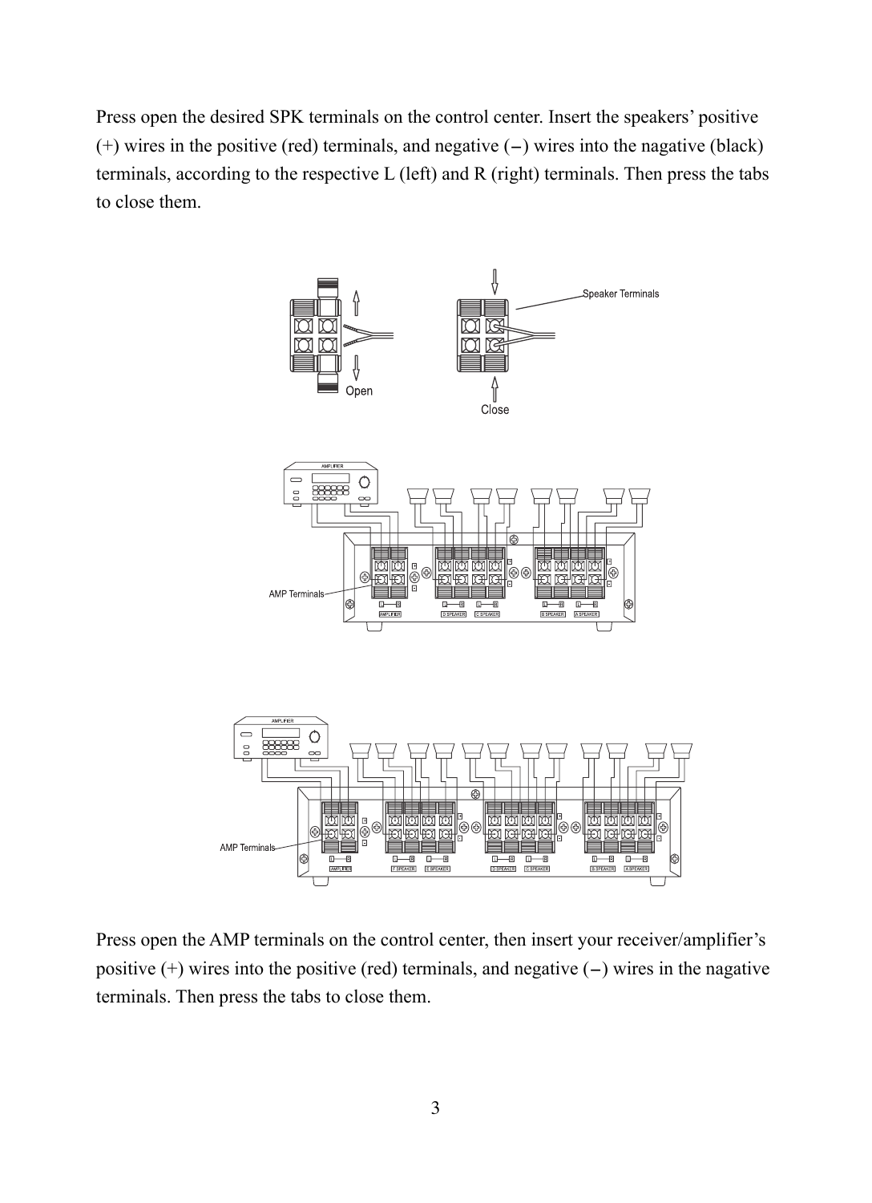Press open the desired SPK terminals on the control center. Insert the speakers' positive (+) wires in the positive (red) terminals, and negative (–) wires into the nagative (black) terminals, according to the respective L (left) and R (right) terminals. Then press the tabs to close them.

Press open the AMP terminals on the control center, then insert your receiver/amplifier's positive (+) wires into the positive (red) terminals, and negative (–) wires in the nagative terminals. Then press the tabs to close them.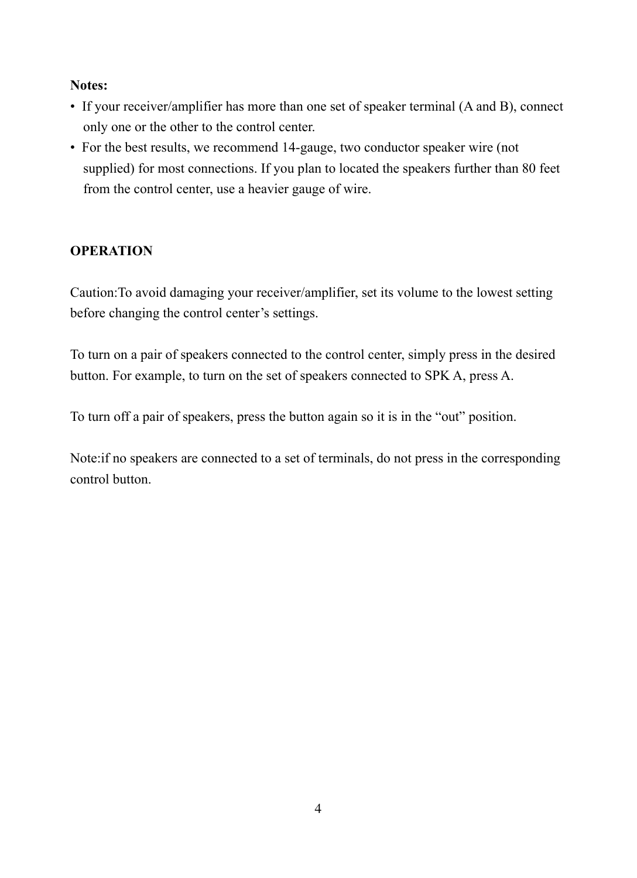**Notes:**

- If your receiver/amplifier has more than one set of speaker terminal (A and B), connect only one or the other to the control center.
- For the best results, we recommend 14-gauge, two conductor speaker wire (not supplied) for most connections. If you plan to located the speakers further than 80 feet from the control center, use a heavier gauge of wire.

**OPERATION**

Caution:To avoid damaging your receiver/amplifier, set its volume to the lowest setting before changing the control center's settings.

To turn on a pair of speakers connected to the control center, simply press in the desired button. For example, to turn on the set of speakers connected to SPK A, press A.

To turn off a pair of speakers, press the button again so it is in the "out" position.

Note:if no speakers are connected to a set of terminals, do not press in the corresponding control button.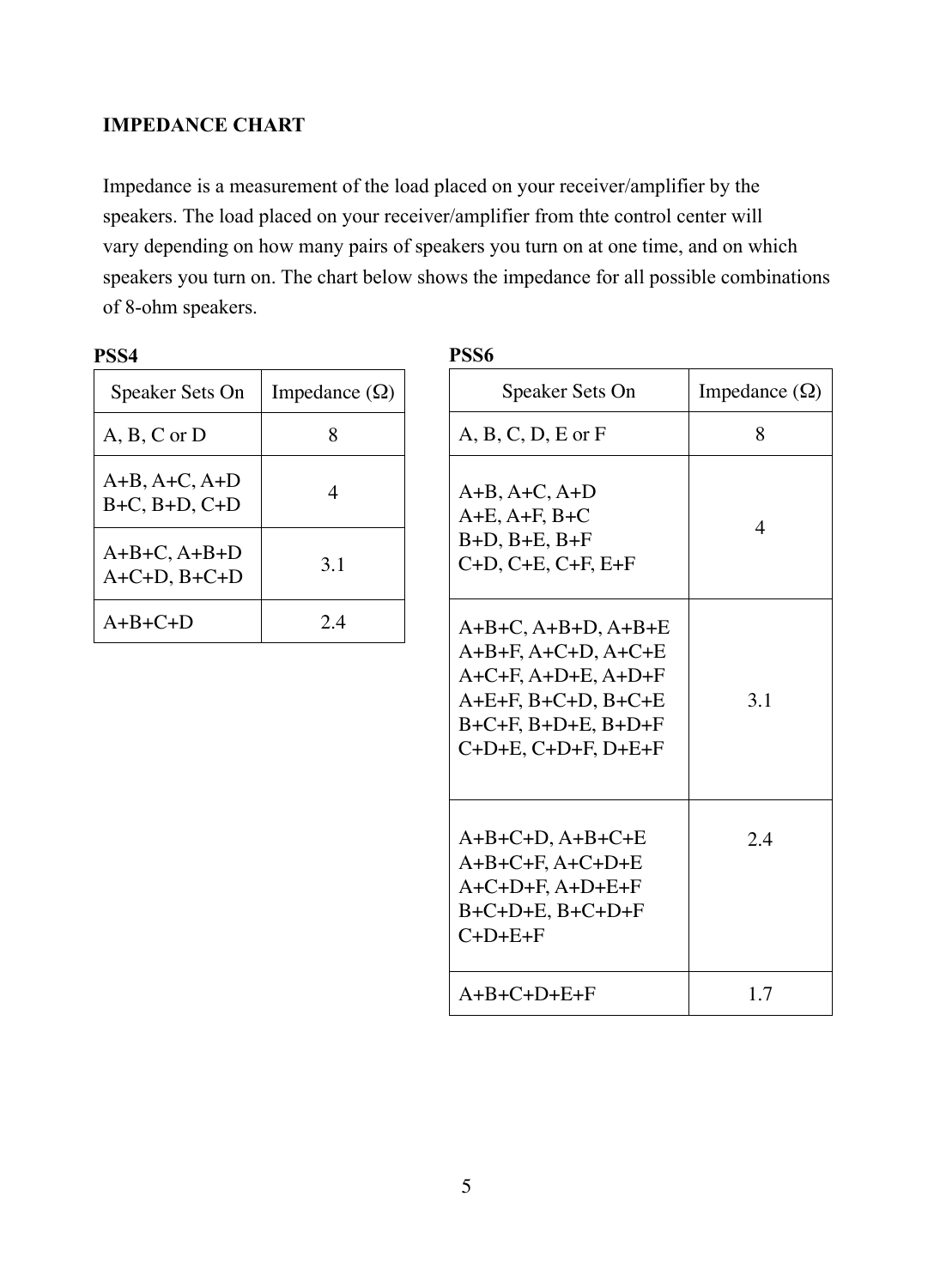## IMPEDANCE CHART

Impedance is a measurement of the load placed on your receiver/amplifier by the speakers. The load placed on your receiver/amplifier from thte control center will vary depending on how many pairs of speakers you turn on at one time, and on which speakers you turn on. The chart below shows the impedance for all possible combinations of 8-ohm speakers.

**PSS4**

| Speaker Sets On | Impedance (Ω) |
|---|---|
| A, B, C or D | 8 |
| A+B, A+C, A+D<br>B+C, B+D, C+D | 4 |
| A+B+C, A+B+D<br>A+C+D, B+C+D | 3.1 |
| A+B+C+D | 2.4 |

**PSS6**

| Speaker Sets On | Impedance (Ω) |
|---|---|
| A, B, C, D, E or F | 8 |
| A+B, A+C, A+D<br>A+E, A+F, B+C<br>B+D, B+E, B+F<br>C+D, C+E, C+F, E+F | 4 |
| A+B+C, A+B+D, A+B+E<br>A+B+F, A+C+D, A+C+E<br>A+C+F, A+D+E, A+D+F<br>A+E+F, B+C+D, B+C+E<br>B+C+F, B+D+E, B+D+F<br>C+D+E, C+D+F, D+E+F | 3.1 |
| A+B+C+D, A+B+C+E<br>A+B+C+F, A+C+D+E<br>A+C+D+F, A+D+E+F<br>B+C+D+E, B+C+D+F<br>C+D+E+F | 2.4 |
| A+B+C+D+E+F | 1.7 |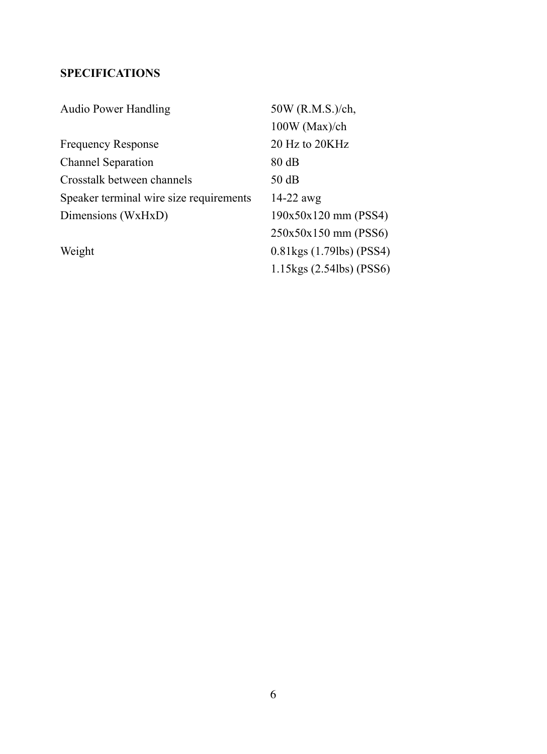## SPECIFICATIONS

| | |
|---|---|
| Audio Power Handling | 50W (R.M.S.)/ch, |
| | 100W (Max)/ch |
| Frequency Response | 20 Hz to 20KHz |
| Channel Separation | 80 dB |
| Crosstalk between channels | 50 dB |
| Speaker terminal wire size requirements | 14-22 awg |
| Dimensions (WxHxD) | 190x50x120 mm (PSS4) |
| | 250x50x150 mm (PSS6) |
| Weight | 0.81kgs (1.79lbs) (PSS4) |
| | 1.15kgs (2.54lbs) (PSS6) |